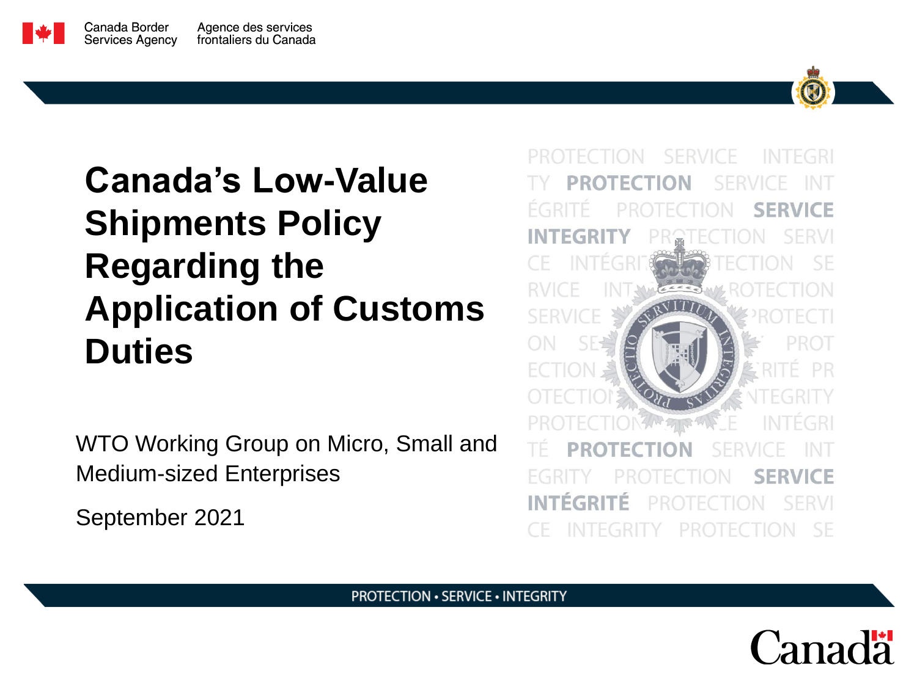Canada Border Services Agency | Agence des services frontaliers du Canada

# Canada's Low-Value Shipments Policy Regarding the Application of Customs Duties

WTO Working Group on Micro, Small and Medium-sized Enterprises

September 2021

PROTECTION • SERVICE • INTEGRITY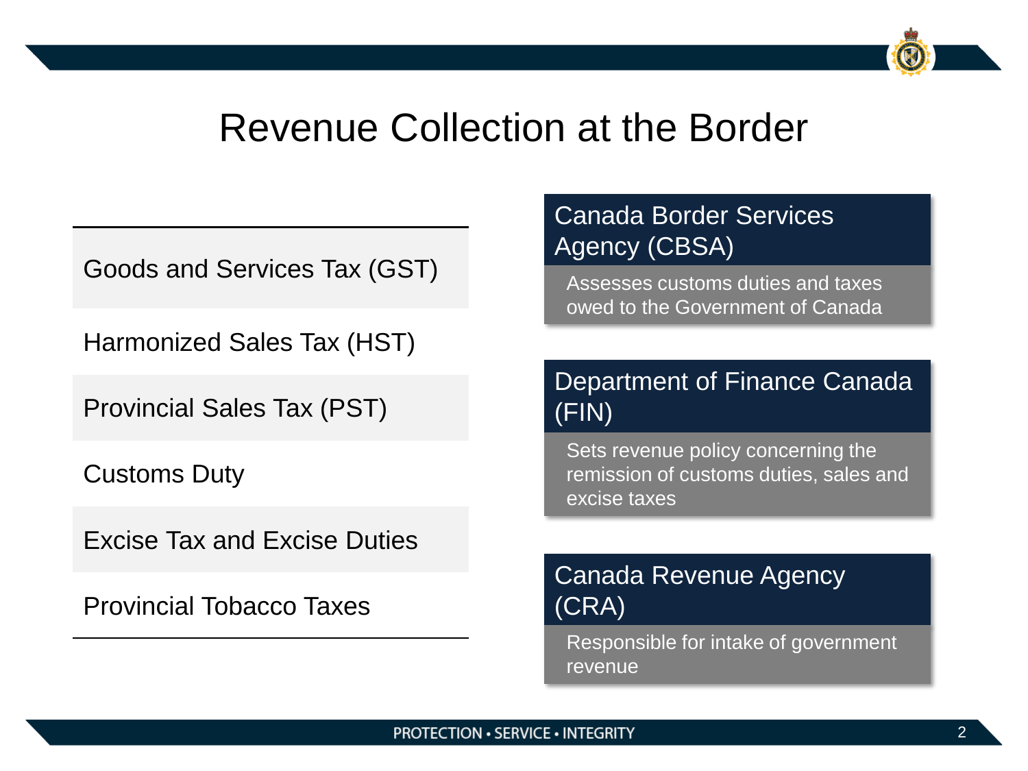# Revenue Collection at the Border

- Goods and Services Tax (GST)
- Harmonized Sales Tax (HST)
- Provincial Sales Tax (PST)
- Customs Duty
- Excise Tax and Excise Duties
- Provincial Tobacco Taxes

## Canada Border Services Agency (CBSA)

Assesses customs duties and taxes owed to the Government of Canada

## Department of Finance Canada (FIN)

Sets revenue policy concerning the remission of customs duties, sales and excise taxes

## Canada Revenue Agency (CRA)

Responsible for intake of government revenue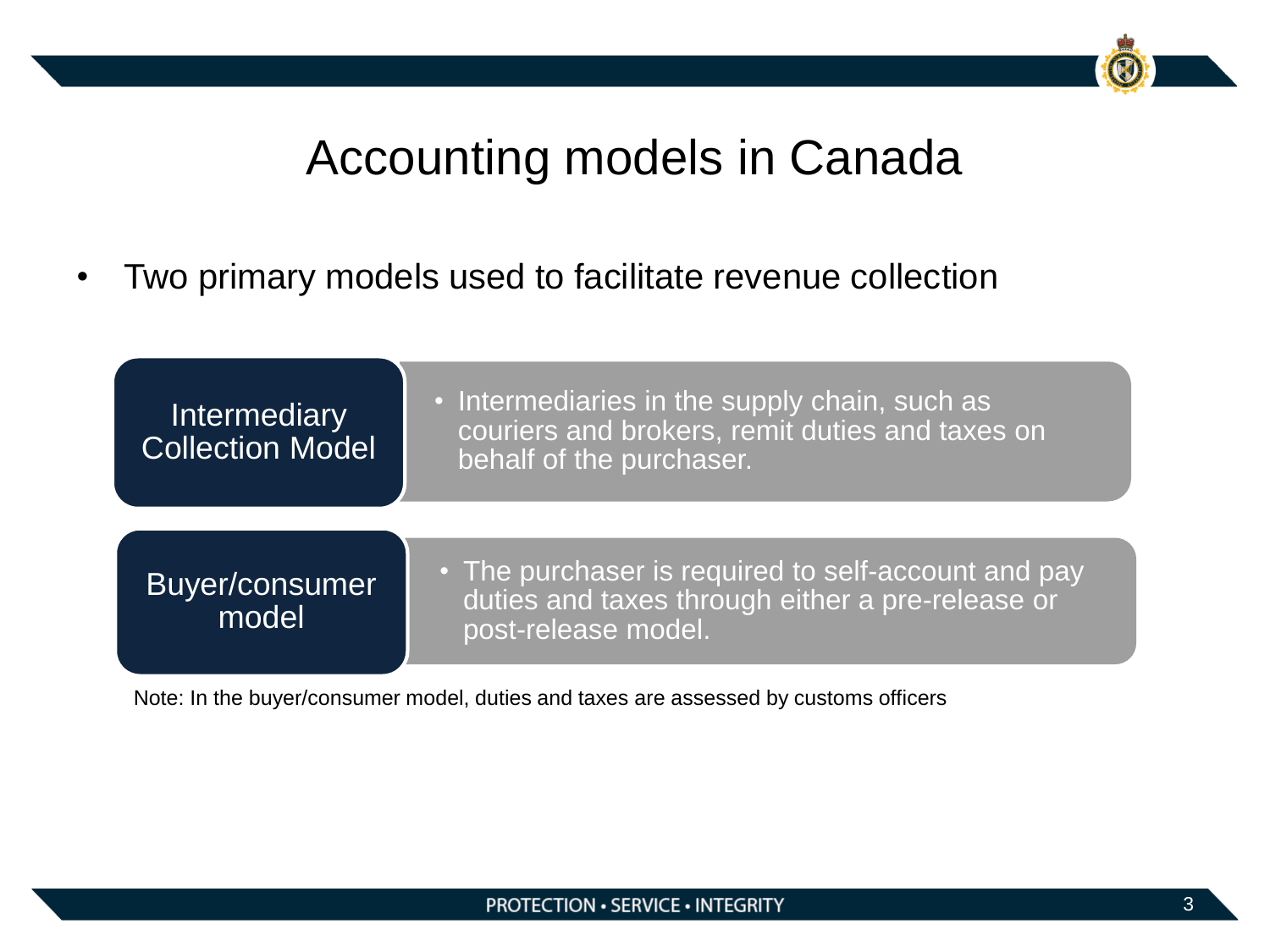# Accounting models in Canada

- Two primary models used to facilitate revenue collection

| Model | Description |
| --- | --- |
| Intermediary Collection Model | Intermediaries in the supply chain, such as couriers and brokers, remit duties and taxes on behalf of the purchaser. |
| Buyer/consumer model | The purchaser is required to self-account and pay duties and taxes through either a pre-release or post-release model. |

Note: In the buyer/consumer model, duties and taxes are assessed by customs officers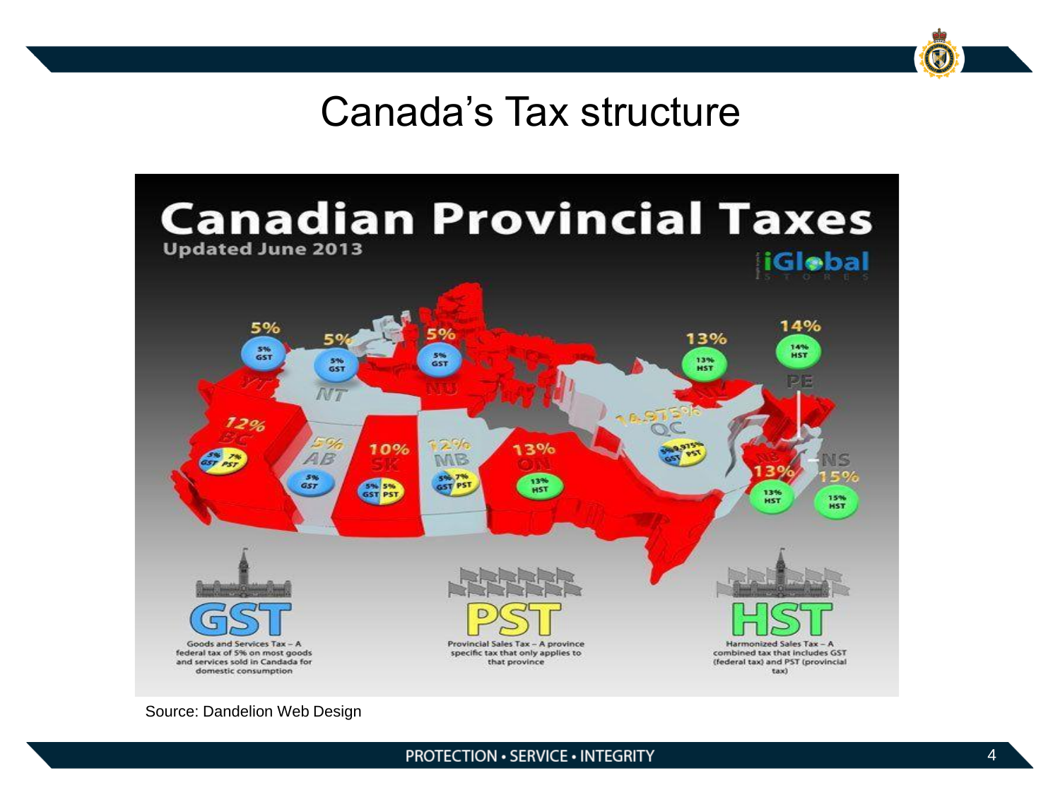# Canada's Tax structure

## Canadian Provincial Taxes

Updated June 2013

iGlobal STORES

- YT: 5% (5% GST)
- NT: 5% (5% GST)
- NU: 5% (5% GST)
- BC: 12% (5% GST, 7% PST)
- AB: 5% (5% GST)
- SK: 10% (5% GST, 5% PST)
- MB: 12% (5% GST, 7% PST)
- ON: 13% (13% HST)
- QC: 14.975% (5% GST, 9.975% PST)
- NL: 13% (13% HST)
- PE: 14% (14% HST)
- NB: 13% (13% HST)
- NS: 15% (15% HST)

**GST** – Goods and Services Tax – A federal tax of 5% on most goods and services sold in Candada for domestic consumption

**PST** – Provincial Sales Tax – A province specific tax that only applies to that province

**HST** – Harmonized Sales Tax – A combined tax that includes GST (federal tax) and PST (provincial tax)

Source: Dandelion Web Design

PROTECTION • SERVICE • INTEGRITY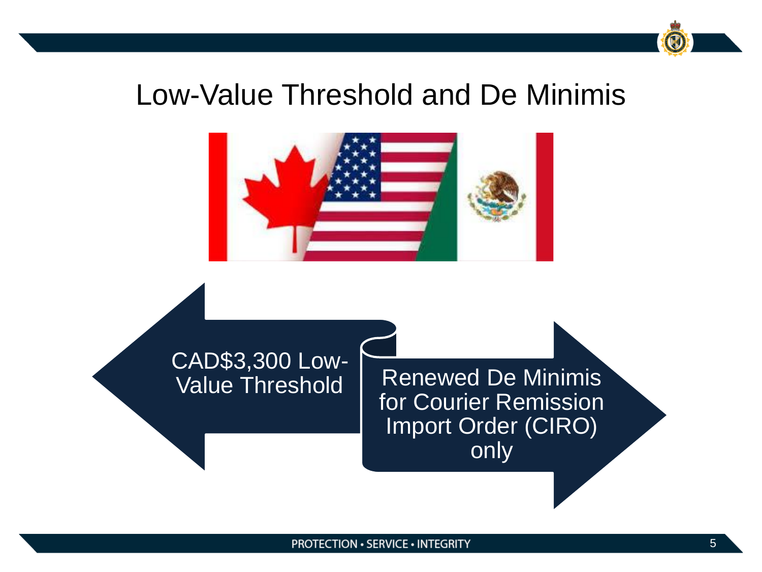# Low-Value Threshold and De Minimis

CAD$3,300 Low-Value Threshold

Renewed De Minimis for Courier Remission Import Order (CIRO) only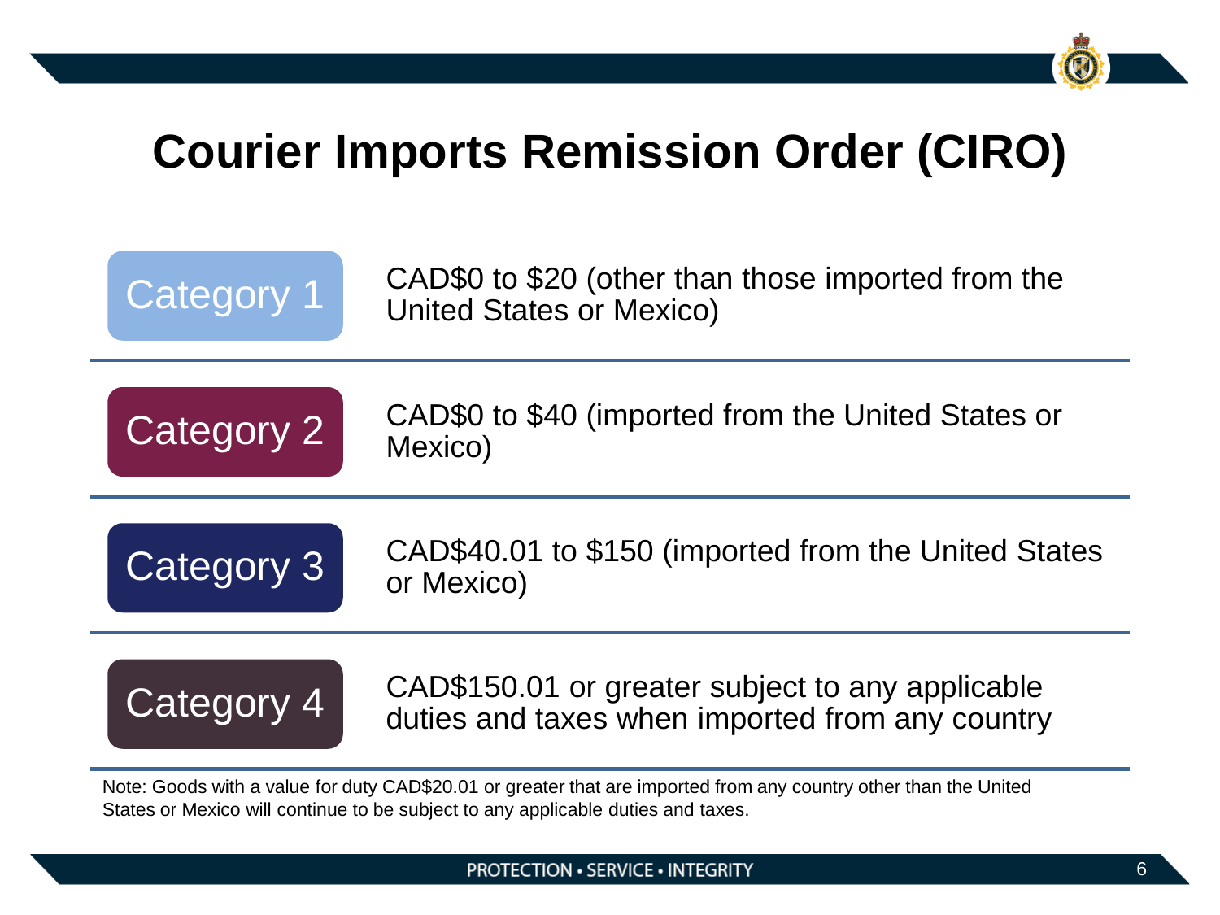# Courier Imports Remission Order (CIRO)

| | |
|---|---|
| Category 1 | CAD$0 to $20 (other than those imported from the United States or Mexico) |
| Category 2 | CAD$0 to $40 (imported from the United States or Mexico) |
| Category 3 | CAD$40.01 to $150 (imported from the United States or Mexico) |
| Category 4 | CAD$150.01 or greater subject to any applicable duties and taxes when imported from any country |

Note: Goods with a value for duty CAD$20.01 or greater that are imported from any country other than the United States or Mexico will continue to be subject to any applicable duties and taxes.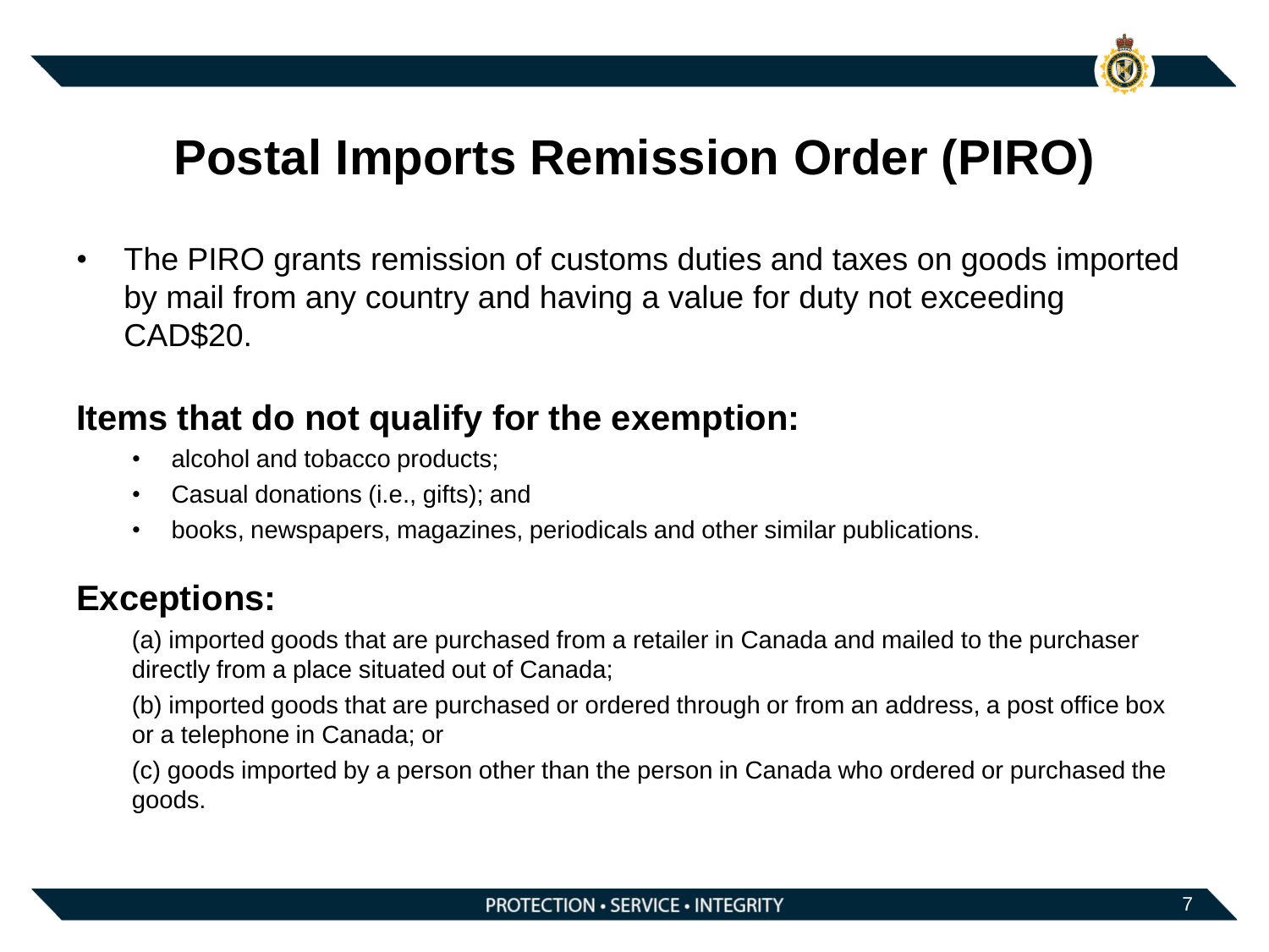# Postal Imports Remission Order (PIRO)

- The PIRO grants remission of customs duties and taxes on goods imported by mail from any country and having a value for duty not exceeding CAD$20.

## Items that do not qualify for the exemption:

- alcohol and tobacco products;
- Casual donations (i.e., gifts); and
- books, newspapers, magazines, periodicals and other similar publications.

## Exceptions:

(a) imported goods that are purchased from a retailer in Canada and mailed to the purchaser directly from a place situated out of Canada;

(b) imported goods that are purchased or ordered through or from an address, a post office box or a telephone in Canada; or

(c) goods imported by a person other than the person in Canada who ordered or purchased the goods.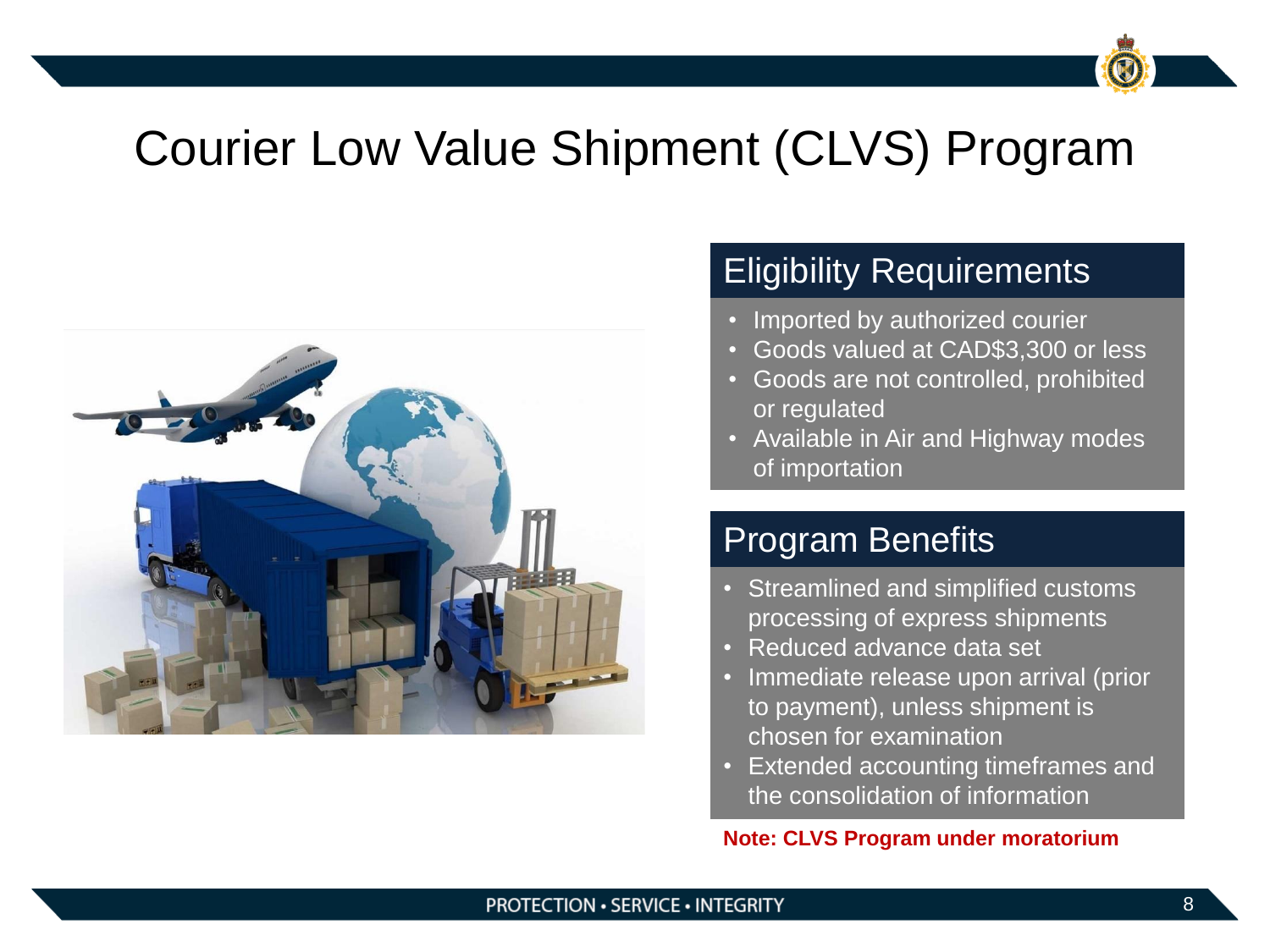# Courier Low Value Shipment (CLVS) Program

## Eligibility Requirements

- Imported by authorized courier
- Goods valued at CAD$3,300 or less
- Goods are not controlled, prohibited or regulated
- Available in Air and Highway modes of importation

## Program Benefits

- Streamlined and simplified customs processing of express shipments
- Reduced advance data set
- Immediate release upon arrival (prior to payment), unless shipment is chosen for examination
- Extended accounting timeframes and the consolidation of information

**Note: CLVS Program under moratorium**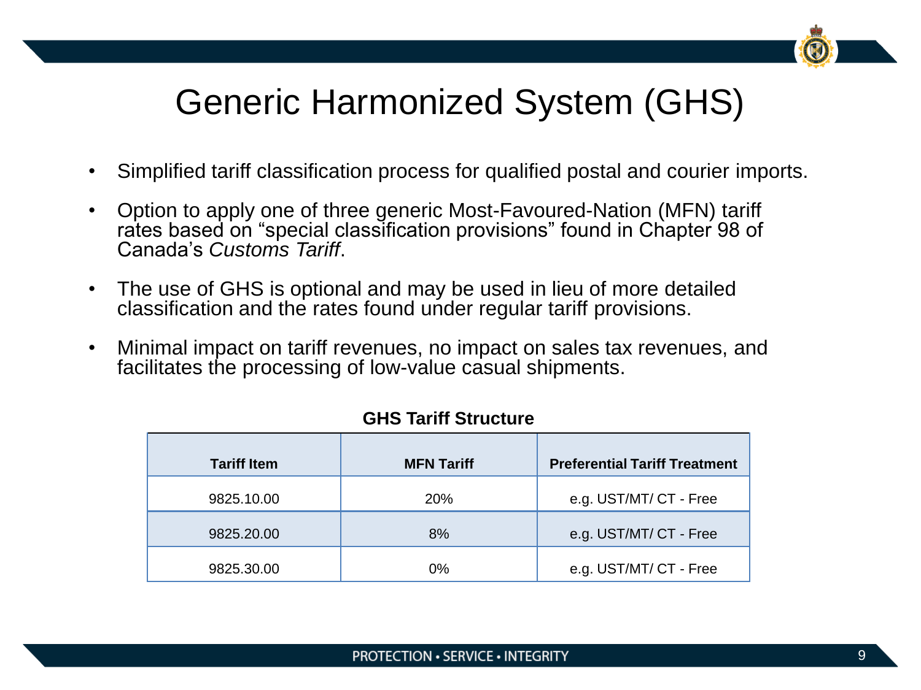# Generic Harmonized System (GHS)

- Simplified tariff classification process for qualified postal and courier imports.
- Option to apply one of three generic Most-Favoured-Nation (MFN) tariff rates based on "special classification provisions" found in Chapter 98 of Canada's *Customs Tariff*.
- The use of GHS is optional and may be used in lieu of more detailed classification and the rates found under regular tariff provisions.
- Minimal impact on tariff revenues, no impact on sales tax revenues, and facilitates the processing of low-value casual shipments.

**GHS Tariff Structure**

| Tariff Item | MFN Tariff | Preferential Tariff Treatment |
|---|---|---|
| 9825.10.00 | 20% | e.g. UST/MT/ CT - Free |
| 9825.20.00 | 8% | e.g. UST/MT/ CT - Free |
| 9825.30.00 | 0% | e.g. UST/MT/ CT - Free |

PROTECTION • SERVICE • INTEGRITY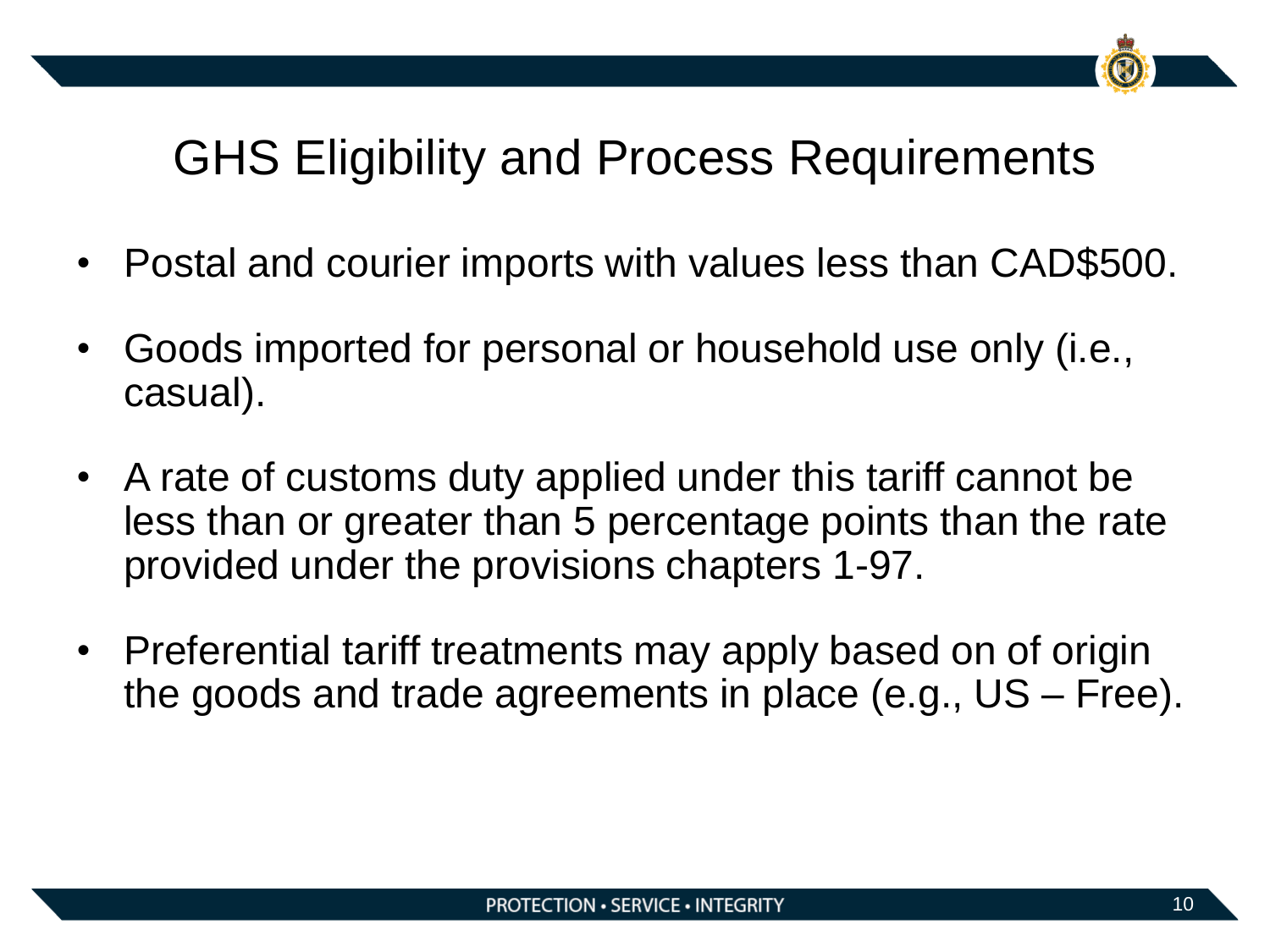# GHS Eligibility and Process Requirements

- Postal and courier imports with values less than CAD$500.
- Goods imported for personal or household use only (i.e., casual).
- A rate of customs duty applied under this tariff cannot be less than or greater than 5 percentage points than the rate provided under the provisions chapters 1-97.
- Preferential tariff treatments may apply based on of origin the goods and trade agreements in place (e.g., US – Free).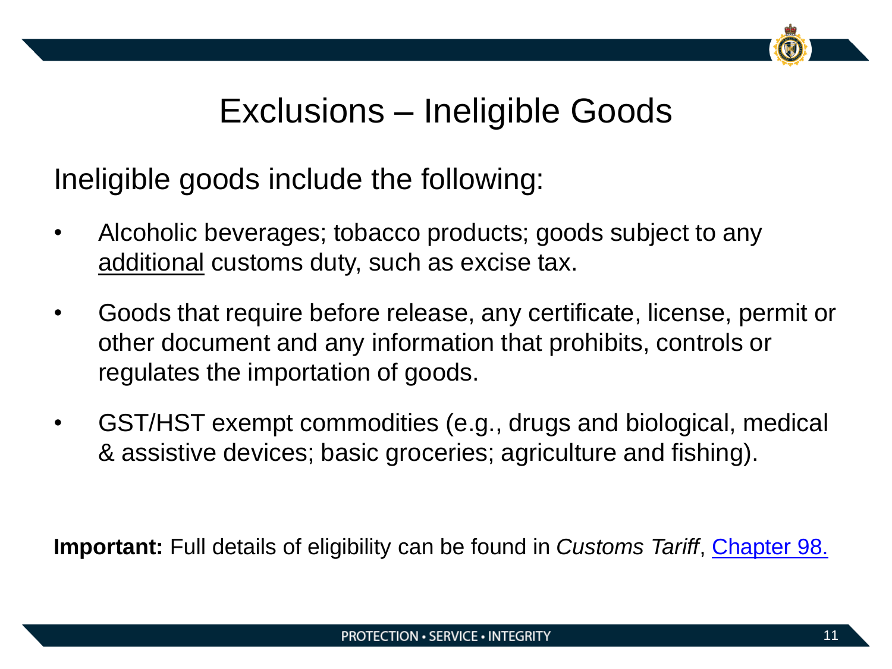# Exclusions – Ineligible Goods

Ineligible goods include the following:

- Alcoholic beverages; tobacco products; goods subject to any <u>additional</u> customs duty, such as excise tax.
- Goods that require before release, any certificate, license, permit or other document and any information that prohibits, controls or regulates the importation of goods.
- GST/HST exempt commodities (e.g., drugs and biological, medical & assistive devices; basic groceries; agriculture and fishing).

**Important:** Full details of eligibility can be found in *Customs Tariff*, Chapter 98.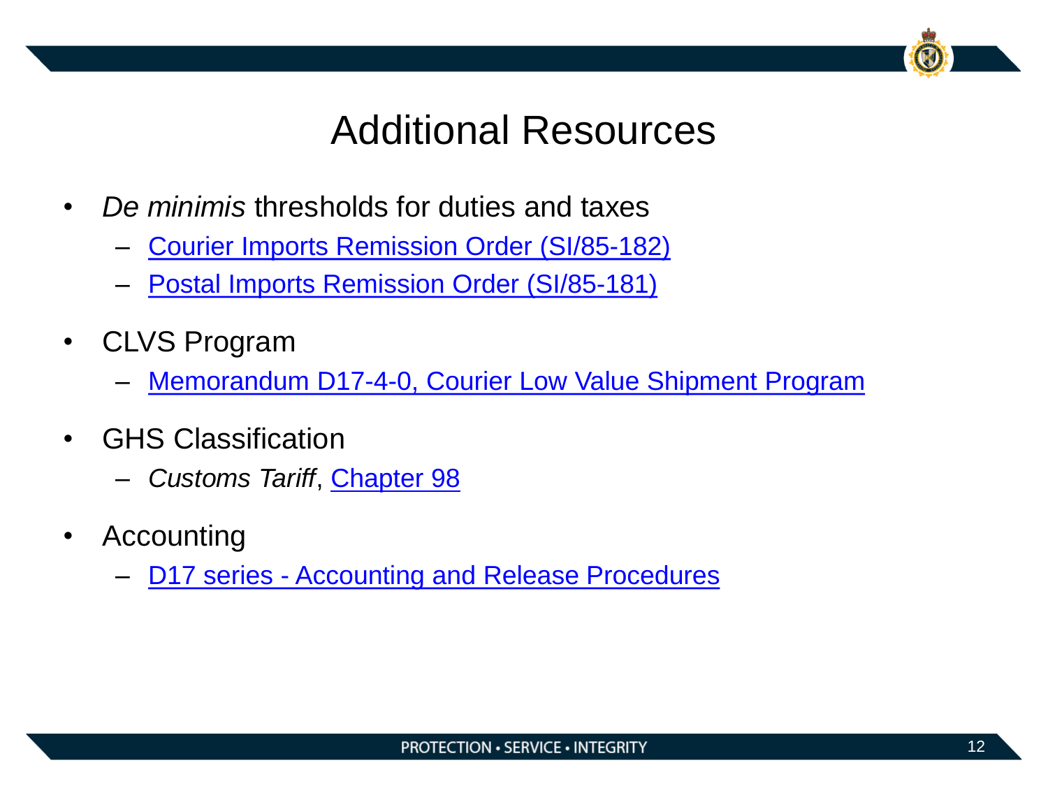# Additional Resources

- *De minimis* thresholds for duties and taxes
  - Courier Imports Remission Order (SI/85-182)
  - Postal Imports Remission Order (SI/85-181)
- CLVS Program
  - Memorandum D17-4-0, Courier Low Value Shipment Program
- GHS Classification
  - *Customs Tariff*, Chapter 98
- Accounting
  - D17 series - Accounting and Release Procedures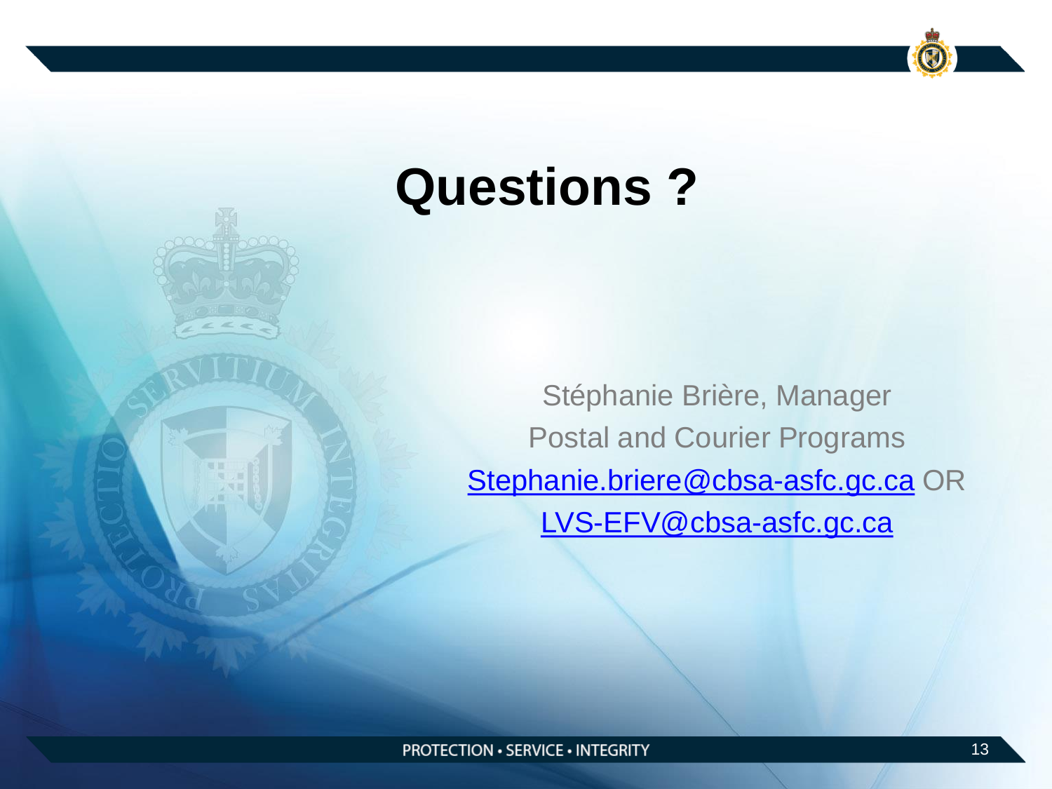# Questions ?

Stéphanie Brière, Manager

Postal and Courier Programs

Stephanie.briere@cbsa-asfc.gc.ca OR

LVS-EFV@cbsa-asfc.gc.ca